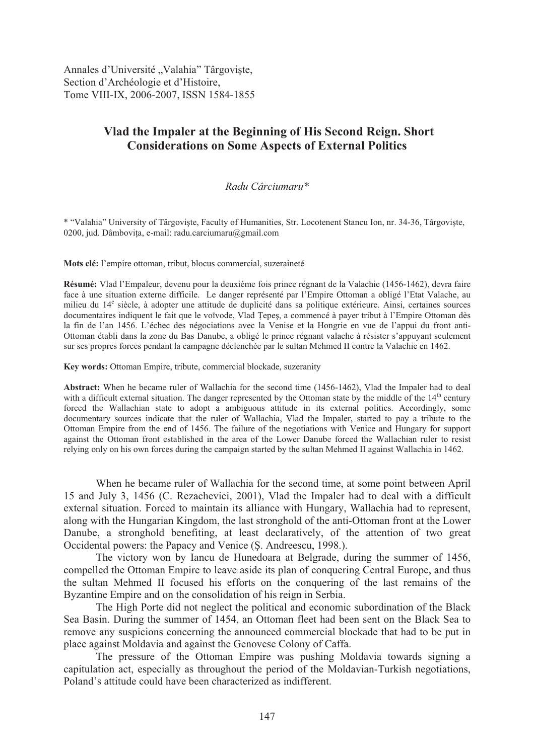Annales d'Université „Valahia" Târgoviște,
Section d'Archéologie et d'Histoire,
Tome VIII-IX, 2006-2007, ISSN 1584-1855

# Vlad the Impaler at the Beginning of His Second Reign. Short Considerations on Some Aspects of External Politics

*Radu Cârciumaru\**

\* "Valahia" University of Târgoviște, Faculty of Humanities, Str. Locotenent Stancu Ion, nr. 34-36, Târgoviște, 0200, jud. Dâmbovița, e-mail: radu.carciumaru@gmail.com

**Mots clé:** l'empire ottoman, tribut, blocus commercial, suzeraineté

**Résumé:** Vlad l'Empaleur, devenu pour la deuxième fois prince régnant de la Valachie (1456-1462), devra faire face à une situation externe difficile. Le danger représenté par l'Empire Ottoman a obligé l'Etat Valache, au milieu du 14[e] siècle, à adopter une attitude de duplicité dans sa politique extérieure. Ainsi, certaines sources documentaires indiquent le fait que le voïvode, Vlad Țepeș, a commencé à payer tribut à l'Empire Ottoman dès la fin de l'an 1456. L'échec des négociations avec le Venise et la Hongrie en vue de l'appui du front anti-Ottoman établi dans la zone du Bas Danube, a obligé le prince régnant valache à résister s'appuyant seulement sur ses propres forces pendant la campagne déclenchée par le sultan Mehmed II contre la Valachie en 1462.

**Key words:** Ottoman Empire, tribute, commercial blockade, suzeranity

**Abstract:** When he became ruler of Wallachia for the second time (1456-1462), Vlad the Impaler had to deal with a difficult external situation. The danger represented by the Ottoman state by the middle of the 14[th] century forced the Wallachian state to adopt a ambiguous attitude in its external politics. Accordingly, some documentary sources indicate that the ruler of Wallachia, Vlad the Impaler, started to pay a tribute to the Ottoman Empire from the end of 1456. The failure of the negotiations with Venice and Hungary for support against the Ottoman front established in the area of the Lower Danube forced the Wallachian ruler to resist relying only on his own forces during the campaign started by the sultan Mehmed II against Wallachia in 1462.

When he became ruler of Wallachia for the second time, at some point between April 15 and July 3, 1456 (C. Rezachevici, 2001), Vlad the Impaler had to deal with a difficult external situation. Forced to maintain its alliance with Hungary, Wallachia had to represent, along with the Hungarian Kingdom, the last stronghold of the anti-Ottoman front at the Lower Danube, a stronghold benefiting, at least declaratively, of the attention of two great Occidental powers: the Papacy and Venice (Ș. Andreescu, 1998.).

The victory won by Iancu de Hunedoara at Belgrade, during the summer of 1456, compelled the Ottoman Empire to leave aside its plan of conquering Central Europe, and thus the sultan Mehmed II focused his efforts on the conquering of the last remains of the Byzantine Empire and on the consolidation of his reign in Serbia.

The High Porte did not neglect the political and economic subordination of the Black Sea Basin. During the summer of 1454, an Ottoman fleet had been sent on the Black Sea to remove any suspicions concerning the announced commercial blockade that had to be put in place against Moldavia and against the Genovese Colony of Caffa.

The pressure of the Ottoman Empire was pushing Moldavia towards signing a capitulation act, especially as throughout the period of the Moldavian-Turkish negotiations, Poland's attitude could have been characterized as indifferent.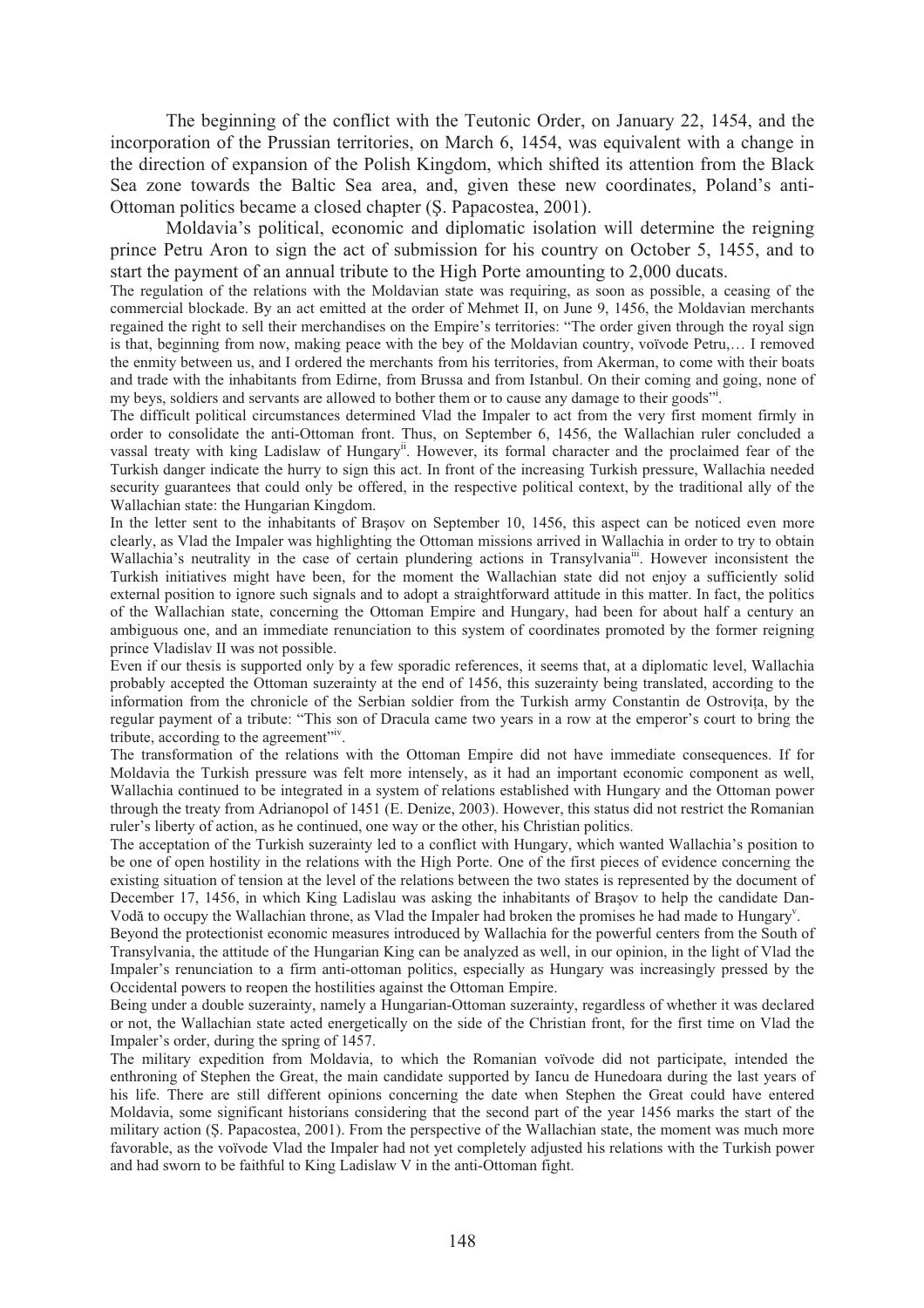The beginning of the conflict with the Teutonic Order, on January 22, 1454, and the incorporation of the Prussian territories, on March 6, 1454, was equivalent with a change in the direction of expansion of the Polish Kingdom, which shifted its attention from the Black Sea zone towards the Baltic Sea area, and, given these new coordinates, Poland's anti-Ottoman politics became a closed chapter (Ş. Papacostea, 2001).

Moldavia's political, economic and diplomatic isolation will determine the reigning prince Petru Aron to sign the act of submission for his country on October 5, 1455, and to start the payment of an annual tribute to the High Porte amounting to 2,000 ducats.

The regulation of the relations with the Moldavian state was requiring, as soon as possible, a ceasing of the commercial blockade. By an act emitted at the order of Mehmet II, on June 9, 1456, the Moldavian merchants regained the right to sell their merchandises on the Empire's territories: "The order given through the royal sign is that, beginning from now, making peace with the bey of the Moldavian country, voïvode Petru,… I removed the enmity between us, and I ordered the merchants from his territories, from Akerman, to come with their boats and trade with the inhabitants from Edirne, from Brussa and from Istanbul. On their coming and going, none of my beys, soldiers and servants are allowed to bother them or to cause any damage to their goods"[i].

The difficult political circumstances determined Vlad the Impaler to act from the very first moment firmly in order to consolidate the anti-Ottoman front. Thus, on September 6, 1456, the Wallachian ruler concluded a vassal treaty with king Ladislaw of Hungary[ii]. However, its formal character and the proclaimed fear of the Turkish danger indicate the hurry to sign this act. In front of the increasing Turkish pressure, Wallachia needed security guarantees that could only be offered, in the respective political context, by the traditional ally of the Wallachian state: the Hungarian Kingdom.

In the letter sent to the inhabitants of Braşov on September 10, 1456, this aspect can be noticed even more clearly, as Vlad the Impaler was highlighting the Ottoman missions arrived in Wallachia in order to try to obtain Wallachia's neutrality in the case of certain plundering actions in Transylvania[iii]. However inconsistent the Turkish initiatives might have been, for the moment the Wallachian state did not enjoy a sufficiently solid external position to ignore such signals and to adopt a straightforward attitude in this matter. In fact, the politics of the Wallachian state, concerning the Ottoman Empire and Hungary, had been for about half a century an ambiguous one, and an immediate renunciation to this system of coordinates promoted by the former reigning prince Vladislav II was not possible.

Even if our thesis is supported only by a few sporadic references, it seems that, at a diplomatic level, Wallachia probably accepted the Ottoman suzerainty at the end of 1456, this suzerainty being translated, according to the information from the chronicle of the Serbian soldier from the Turkish army Constantin de Ostroviţa, by the regular payment of a tribute: "This son of Dracula came two years in a row at the emperor's court to bring the tribute, according to the agreement"[iv].

The transformation of the relations with the Ottoman Empire did not have immediate consequences. If for Moldavia the Turkish pressure was felt more intensely, as it had an important economic component as well, Wallachia continued to be integrated in a system of relations established with Hungary and the Ottoman power through the treaty from Adrianopol of 1451 (E. Denize, 2003). However, this status did not restrict the Romanian ruler's liberty of action, as he continued, one way or the other, his Christian politics.

The acceptation of the Turkish suzerainty led to a conflict with Hungary, which wanted Wallachia's position to be one of open hostility in the relations with the High Porte. One of the first pieces of evidence concerning the existing situation of tension at the level of the relations between the two states is represented by the document of December 17, 1456, in which King Ladislau was asking the inhabitants of Braşov to help the candidate Dan-Vodă to occupy the Wallachian throne, as Vlad the Impaler had broken the promises he had made to Hungary[v].

Beyond the protectionist economic measures introduced by Wallachia for the powerful centers from the South of Transylvania, the attitude of the Hungarian King can be analyzed as well, in our opinion, in the light of Vlad the Impaler's renunciation to a firm anti-ottoman politics, especially as Hungary was increasingly pressed by the Occidental powers to reopen the hostilities against the Ottoman Empire.

Being under a double suzerainty, namely a Hungarian-Ottoman suzerainty, regardless of whether it was declared or not, the Wallachian state acted energetically on the side of the Christian front, for the first time on Vlad the Impaler's order, during the spring of 1457.

The military expedition from Moldavia, to which the Romanian voïvode did not participate, intended the enthroning of Stephen the Great, the main candidate supported by Iancu de Hunedoara during the last years of his life. There are still different opinions concerning the date when Stephen the Great could have entered Moldavia, some significant historians considering that the second part of the year 1456 marks the start of the military action (Ş. Papacostea, 2001). From the perspective of the Wallachian state, the moment was much more favorable, as the voïvode Vlad the Impaler had not yet completely adjusted his relations with the Turkish power and had sworn to be faithful to King Ladislaw V in the anti-Ottoman fight.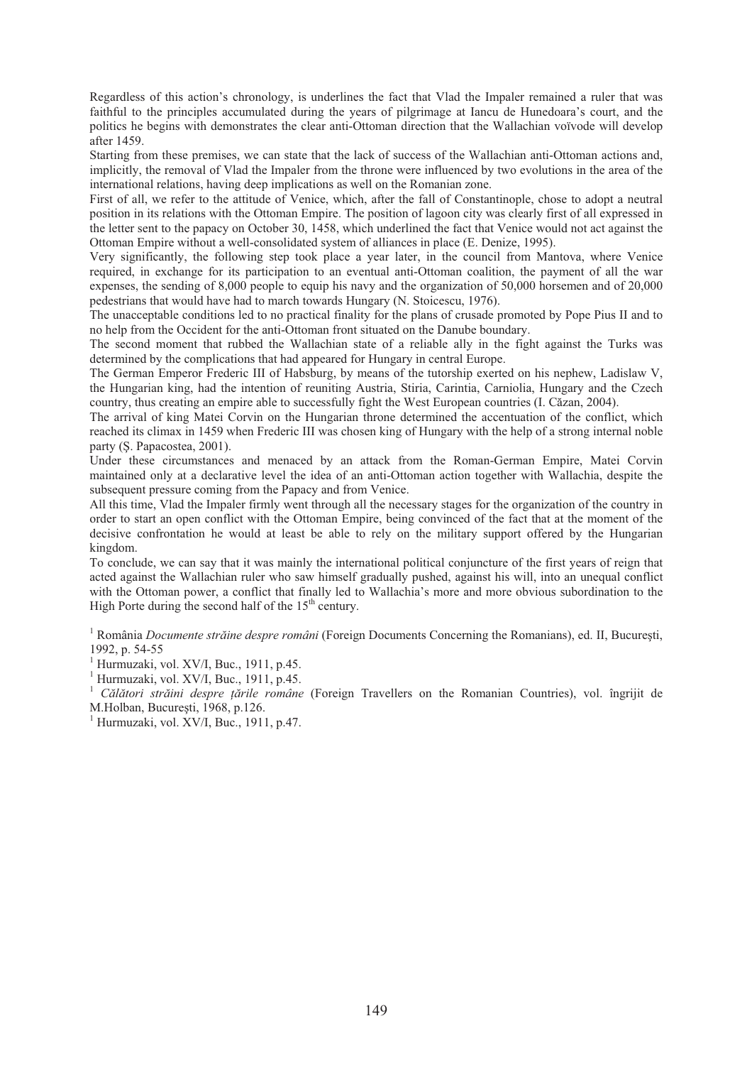Regardless of this action's chronology, is underlines the fact that Vlad the Impaler remained a ruler that was faithful to the principles accumulated during the years of pilgrimage at Iancu de Hunedoara's court, and the politics he begins with demonstrates the clear anti-Ottoman direction that the Wallachian voïvode will develop after 1459.

Starting from these premises, we can state that the lack of success of the Wallachian anti-Ottoman actions and, implicitly, the removal of Vlad the Impaler from the throne were influenced by two evolutions in the area of the international relations, having deep implications as well on the Romanian zone.

First of all, we refer to the attitude of Venice, which, after the fall of Constantinople, chose to adopt a neutral position in its relations with the Ottoman Empire. The position of lagoon city was clearly first of all expressed in the letter sent to the papacy on October 30, 1458, which underlined the fact that Venice would not act against the Ottoman Empire without a well-consolidated system of alliances in place (E. Denize, 1995).

Very significantly, the following step took place a year later, in the council from Mantova, where Venice required, in exchange for its participation to an eventual anti-Ottoman coalition, the payment of all the war expenses, the sending of 8,000 people to equip his navy and the organization of 50,000 horsemen and of 20,000 pedestrians that would have had to march towards Hungary (N. Stoicescu, 1976).

The unacceptable conditions led to no practical finality for the plans of crusade promoted by Pope Pius II and to no help from the Occident for the anti-Ottoman front situated on the Danube boundary.

The second moment that rubbed the Wallachian state of a reliable ally in the fight against the Turks was determined by the complications that had appeared for Hungary in central Europe.

The German Emperor Frederic III of Habsburg, by means of the tutorship exerted on his nephew, Ladislaw V, the Hungarian king, had the intention of reuniting Austria, Stiria, Carintia, Carniolia, Hungary and the Czech country, thus creating an empire able to successfully fight the West European countries (I. Căzan, 2004).

The arrival of king Matei Corvin on the Hungarian throne determined the accentuation of the conflict, which reached its climax in 1459 when Frederic III was chosen king of Hungary with the help of a strong internal noble party (Ș. Papacostea, 2001).

Under these circumstances and menaced by an attack from the Roman-German Empire, Matei Corvin maintained only at a declarative level the idea of an anti-Ottoman action together with Wallachia, despite the subsequent pressure coming from the Papacy and from Venice.

All this time, Vlad the Impaler firmly went through all the necessary stages for the organization of the country in order to start an open conflict with the Ottoman Empire, being convinced of the fact that at the moment of the decisive confrontation he would at least be able to rely on the military support offered by the Hungarian kingdom.

To conclude, we can say that it was mainly the international political conjuncture of the first years of reign that acted against the Wallachian ruler who saw himself gradually pushed, against his will, into an unequal conflict with the Ottoman power, a conflict that finally led to Wallachia's more and more obvious subordination to the High Porte during the second half of the 15th century.

[1] România *Documente străine despre români* (Foreign Documents Concerning the Romanians), ed. II, București, 1992, p. 54-55

[1] Hurmuzaki, vol. XV/I, Buc., 1911, p.45.

[1] Hurmuzaki, vol. XV/I, Buc., 1911, p.45.

[1] *Călători străini despre țările române* (Foreign Travellers on the Romanian Countries), vol. îngrijit de M.Holban, București, 1968, p.126.

[1] Hurmuzaki, vol. XV/I, Buc., 1911, p.47.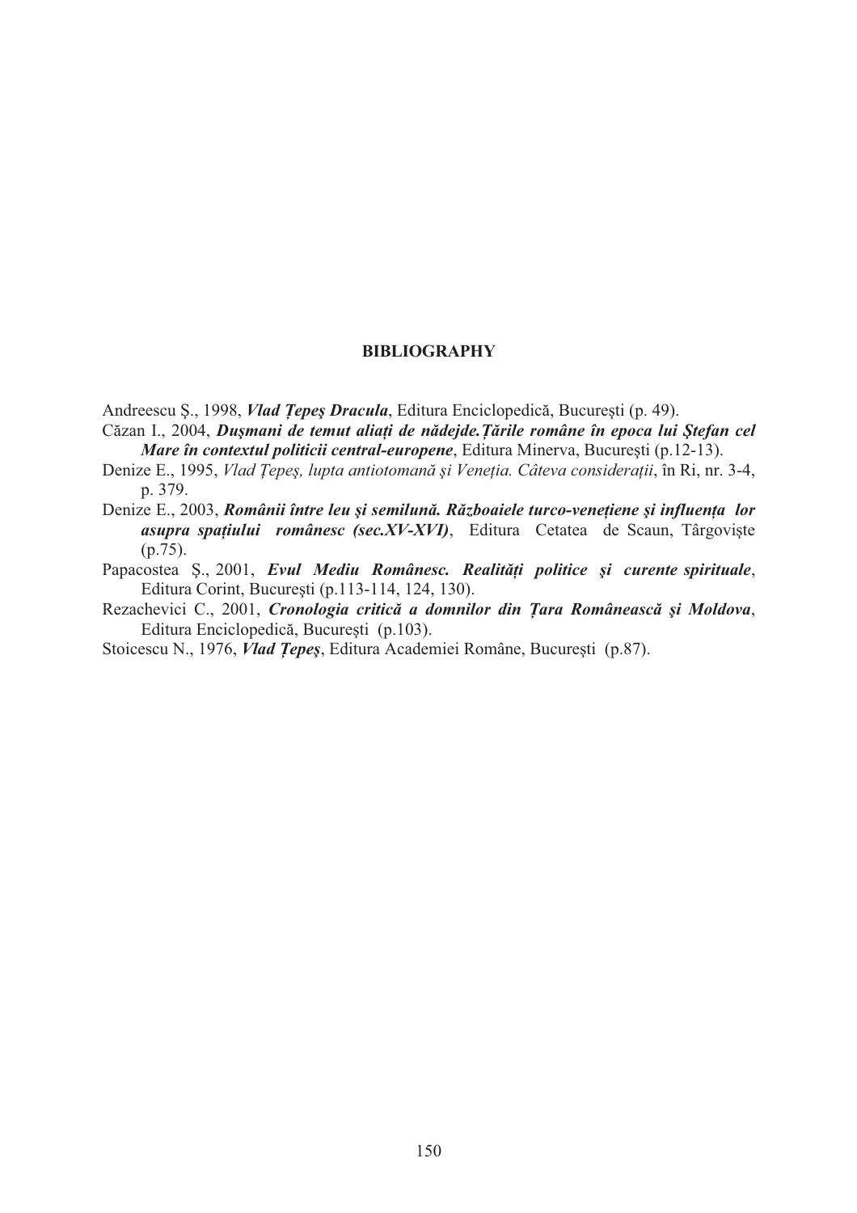## BIBLIOGRAPHY

Andreescu Ş., 1998, ***Vlad Ţepeş Dracula***, Editura Enciclopedică, Bucureşti (p. 49).

Căzan I., 2004, ***Duşmani de temut aliaţi de nădejde.Ţările române în epoca lui Ştefan cel Mare în contextul politicii central-europene***, Editura Minerva, Bucureşti (p.12-13).

Denize E., 1995, *Vlad Ţepeş, lupta antiotomană şi Veneţia. Câteva consideraţii*, în Ri, nr. 3-4, p. 379.

Denize E., 2003, ***Românii între leu şi semilună. Războaiele turco-veneţiene şi influenţa lor asupra spaţiului românesc (sec.XV-XVI)***, Editura Cetatea de Scaun, Târgovişte (p.75).

Papacostea Ş., 2001, ***Evul Mediu Românesc. Realităţi politice şi curente spirituale***, Editura Corint, Bucureşti (p.113-114, 124, 130).

Rezachevici C., 2001, ***Cronologia critică a domnilor din Ţara Românească şi Moldova***, Editura Enciclopedică, Bucureşti (p.103).

Stoicescu N., 1976, ***Vlad Ţepeş***, Editura Academiei Române, Bucureşti (p.87).